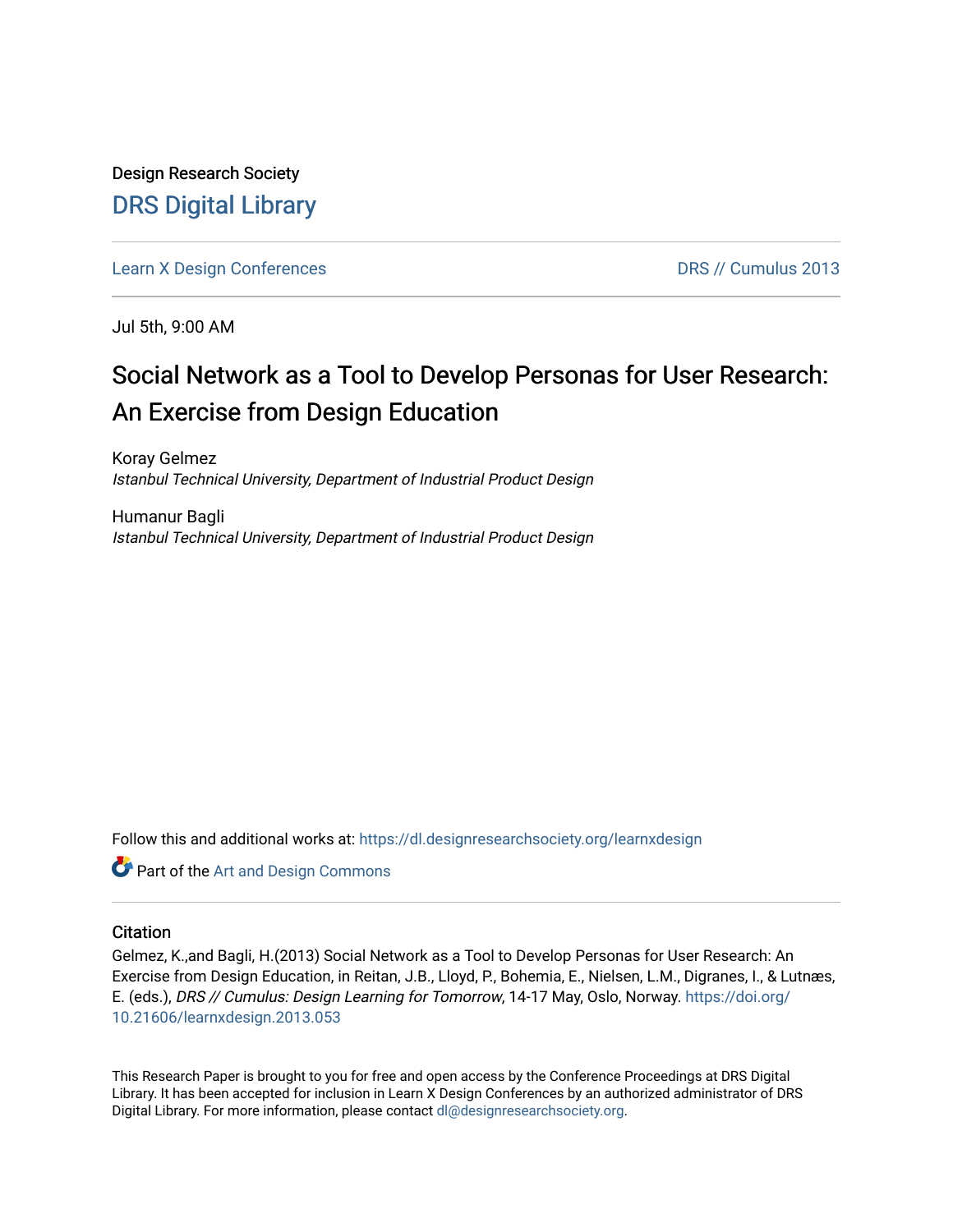Design Research Society

# DRS Digital Library

Learn X Design Conferences | DRS // Cumulus 2013

Jul 5th, 9:00 AM

## Social Network as a Tool to Develop Personas for User Research: An Exercise from Design Education

Koray Gelmez
*Istanbul Technical University, Department of Industrial Product Design*

Humanur Bagli
*Istanbul Technical University, Department of Industrial Product Design*

Follow this and additional works at: https://dl.designresearchsociety.org/learnxdesign

Part of the Art and Design Commons

### Citation

Gelmez, K.,and Bagli, H.(2013) Social Network as a Tool to Develop Personas for User Research: An Exercise from Design Education, in Reitan, J.B., Lloyd, P., Bohemia, E., Nielsen, L.M., Digranes, I., & Lutnæs, E. (eds.), *DRS // Cumulus: Design Learning for Tomorrow*, 14-17 May, Oslo, Norway. https://doi.org/10.21606/learnxdesign.2013.053

This Research Paper is brought to you for free and open access by the Conference Proceedings at DRS Digital Library. It has been accepted for inclusion in Learn X Design Conferences by an authorized administrator of DRS Digital Library. For more information, please contact dl@designresearchsociety.org.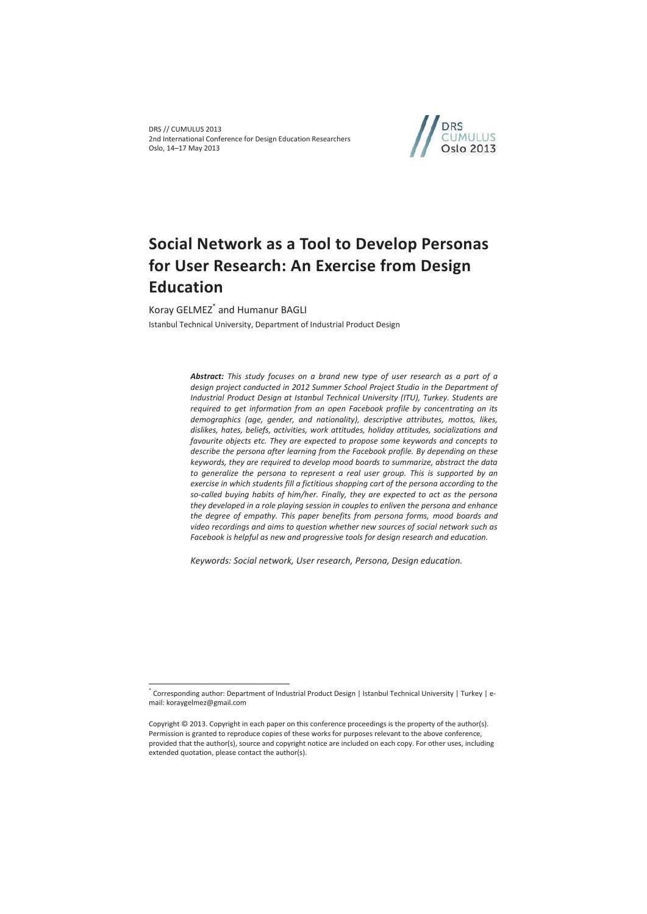# Social Network as a Tool to Develop Personas for User Research: An Exercise from Design Education

Koray GELMEZ[*] and Humanur BAGLI

Istanbul Technical University, Department of Industrial Product Design

***Abstract:*** *This study focuses on a brand new type of user research as a part of a design project conducted in 2012 Summer School Project Studio in the Department of Industrial Product Design at Istanbul Technical University (ITU), Turkey. Students are required to get information from an open Facebook profile by concentrating on its demographics (age, gender, and nationality), descriptive attributes, mottos, likes, dislikes, hates, beliefs, activities, work attitudes, holiday attitudes, socializations and favourite objects etc. They are expected to propose some keywords and concepts to describe the persona after learning from the Facebook profile. By depending on these keywords, they are required to develop mood boards to summarize, abstract the data to generalize the persona to represent a real user group. This is supported by an exercise in which students fill a fictitious shopping cart of the persona according to the so-called buying habits of him/her. Finally, they are expected to act as the persona they developed in a role playing session in couples to enliven the persona and enhance the degree of empathy. This paper benefits from persona forms, mood boards and video recordings and aims to question whether new sources of social network such as Facebook is helpful as new and progressive tools for design research and education.*

*Keywords: Social network, User research, Persona, Design education.*

---

[*] Corresponding author: Department of Industrial Product Design | Istanbul Technical University | Turkey | e-mail: koraygelmez@gmail.com

Copyright © 2013. Copyright in each paper on this conference proceedings is the property of the author(s). Permission is granted to reproduce copies of these works for purposes relevant to the above conference, provided that the author(s), source and copyright notice are included on each copy. For other uses, including extended quotation, please contact the author(s).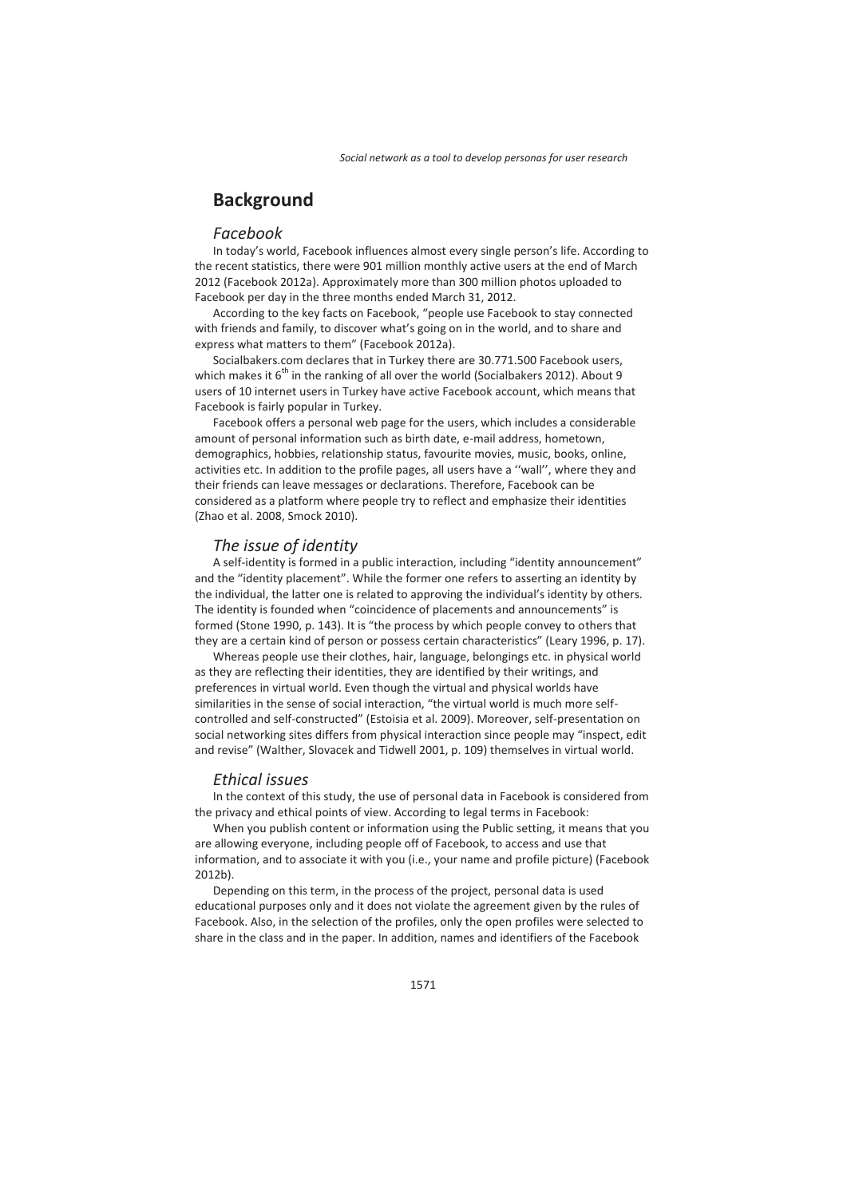## Background

### *Facebook*

In today's world, Facebook influences almost every single person's life. According to the recent statistics, there were 901 million monthly active users at the end of March 2012 (Facebook 2012a). Approximately more than 300 million photos uploaded to Facebook per day in the three months ended March 31, 2012.

According to the key facts on Facebook, "people use Facebook to stay connected with friends and family, to discover what's going on in the world, and to share and express what matters to them" (Facebook 2012a).

Socialbakers.com declares that in Turkey there are 30.771.500 Facebook users, which makes it 6th in the ranking of all over the world (Socialbakers 2012). About 9 users of 10 internet users in Turkey have active Facebook account, which means that Facebook is fairly popular in Turkey.

Facebook offers a personal web page for the users, which includes a considerable amount of personal information such as birth date, e-mail address, hometown, demographics, hobbies, relationship status, favourite movies, music, books, online, activities etc. In addition to the profile pages, all users have a ''wall'', where they and their friends can leave messages or declarations. Therefore, Facebook can be considered as a platform where people try to reflect and emphasize their identities (Zhao et al. 2008, Smock 2010).

### *The issue of identity*

A self-identity is formed in a public interaction, including "identity announcement" and the "identity placement". While the former one refers to asserting an identity by the individual, the latter one is related to approving the individual's identity by others. The identity is founded when "coincidence of placements and announcements" is formed (Stone 1990, p. 143). It is "the process by which people convey to others that they are a certain kind of person or possess certain characteristics" (Leary 1996, p. 17).

Whereas people use their clothes, hair, language, belongings etc. in physical world as they are reflecting their identities, they are identified by their writings, and preferences in virtual world. Even though the virtual and physical worlds have similarities in the sense of social interaction, "the virtual world is much more self-controlled and self-constructed" (Estoisia et al. 2009). Moreover, self-presentation on social networking sites differs from physical interaction since people may "inspect, edit and revise" (Walther, Slovacek and Tidwell 2001, p. 109) themselves in virtual world.

### *Ethical issues*

In the context of this study, the use of personal data in Facebook is considered from the privacy and ethical points of view. According to legal terms in Facebook:

When you publish content or information using the Public setting, it means that you are allowing everyone, including people off of Facebook, to access and use that information, and to associate it with you (i.e., your name and profile picture) (Facebook 2012b).

Depending on this term, in the process of the project, personal data is used educational purposes only and it does not violate the agreement given by the rules of Facebook. Also, in the selection of the profiles, only the open profiles were selected to share in the class and in the paper. In addition, names and identifiers of the Facebook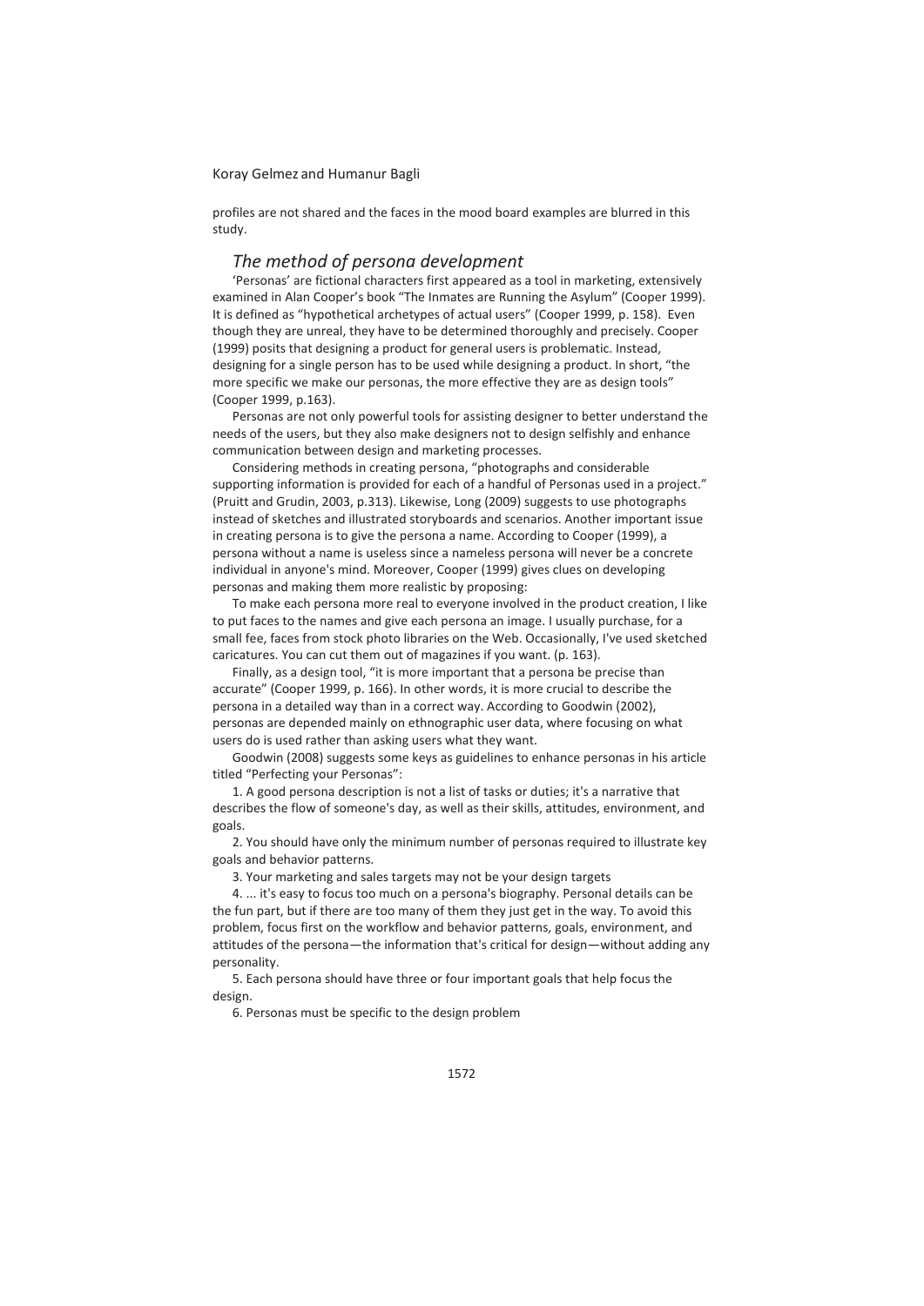profiles are not shared and the faces in the mood board examples are blurred in this study.

## *The method of persona development*

'Personas' are fictional characters first appeared as a tool in marketing, extensively examined in Alan Cooper's book "The Inmates are Running the Asylum" (Cooper 1999). It is defined as "hypothetical archetypes of actual users" (Cooper 1999, p. 158). Even though they are unreal, they have to be determined thoroughly and precisely. Cooper (1999) posits that designing a product for general users is problematic. Instead, designing for a single person has to be used while designing a product. In short, "the more specific we make our personas, the more effective they are as design tools" (Cooper 1999, p.163).

Personas are not only powerful tools for assisting designer to better understand the needs of the users, but they also make designers not to design selfishly and enhance communication between design and marketing processes.

Considering methods in creating persona, "photographs and considerable supporting information is provided for each of a handful of Personas used in a project." (Pruitt and Grudin, 2003, p.313). Likewise, Long (2009) suggests to use photographs instead of sketches and illustrated storyboards and scenarios. Another important issue in creating persona is to give the persona a name. According to Cooper (1999), a persona without a name is useless since a nameless persona will never be a concrete individual in anyone's mind. Moreover, Cooper (1999) gives clues on developing personas and making them more realistic by proposing:

To make each persona more real to everyone involved in the product creation, I like to put faces to the names and give each persona an image. I usually purchase, for a small fee, faces from stock photo libraries on the Web. Occasionally, I've used sketched caricatures. You can cut them out of magazines if you want. (p. 163).

Finally, as a design tool, "it is more important that a persona be precise than accurate" (Cooper 1999, p. 166). In other words, it is more crucial to describe the persona in a detailed way than in a correct way. According to Goodwin (2002), personas are depended mainly on ethnographic user data, where focusing on what users do is used rather than asking users what they want.

Goodwin (2008) suggests some keys as guidelines to enhance personas in his article titled "Perfecting your Personas":

1. A good persona description is not a list of tasks or duties; it's a narrative that describes the flow of someone's day, as well as their skills, attitudes, environment, and goals.
2. You should have only the minimum number of personas required to illustrate key goals and behavior patterns.
3. Your marketing and sales targets may not be your design targets
4. ... it's easy to focus too much on a persona's biography. Personal details can be the fun part, but if there are too many of them they just get in the way. To avoid this problem, focus first on the workflow and behavior patterns, goals, environment, and attitudes of the persona—the information that's critical for design—without adding any personality.
5. Each persona should have three or four important goals that help focus the design.
6. Personas must be specific to the design problem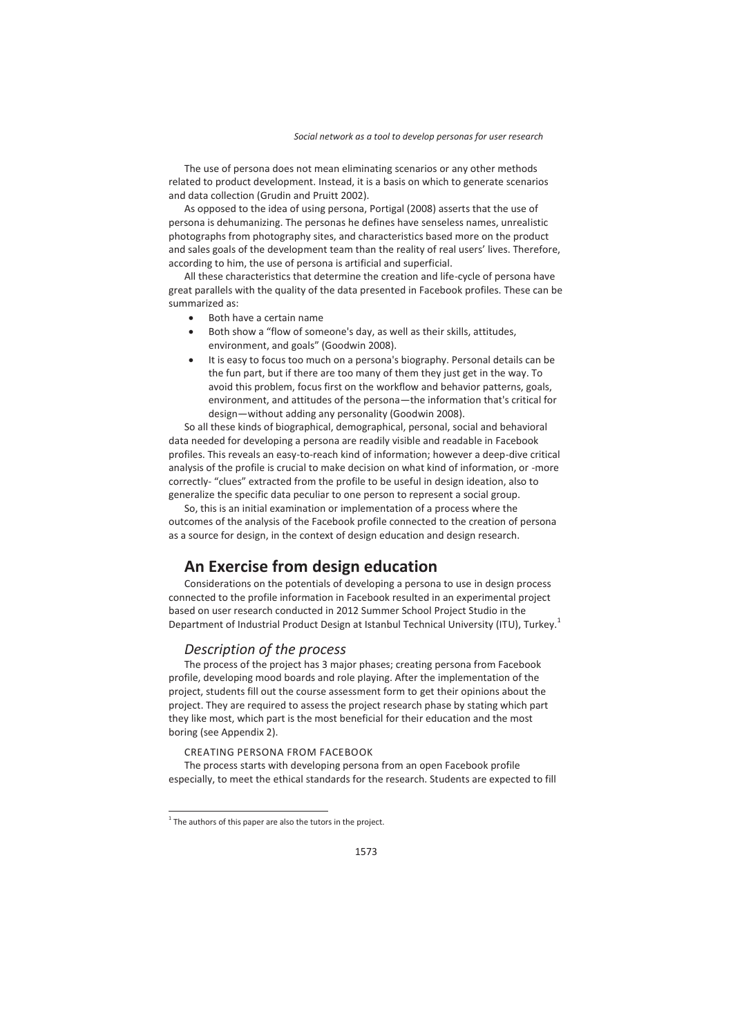The use of persona does not mean eliminating scenarios or any other methods related to product development. Instead, it is a basis on which to generate scenarios and data collection (Grudin and Pruitt 2002).

As opposed to the idea of using persona, Portigal (2008) asserts that the use of persona is dehumanizing. The personas he defines have senseless names, unrealistic photographs from photography sites, and characteristics based more on the product and sales goals of the development team than the reality of real users' lives. Therefore, according to him, the use of persona is artificial and superficial.

All these characteristics that determine the creation and life-cycle of persona have great parallels with the quality of the data presented in Facebook profiles. These can be summarized as:

- Both have a certain name
- Both show a "flow of someone's day, as well as their skills, attitudes, environment, and goals" (Goodwin 2008).
- It is easy to focus too much on a persona's biography. Personal details can be the fun part, but if there are too many of them they just get in the way. To avoid this problem, focus first on the workflow and behavior patterns, goals, environment, and attitudes of the persona—the information that's critical for design—without adding any personality (Goodwin 2008).

So all these kinds of biographical, demographical, personal, social and behavioral data needed for developing a persona are readily visible and readable in Facebook profiles. This reveals an easy-to-reach kind of information; however a deep-dive critical analysis of the profile is crucial to make decision on what kind of information, or -more correctly- "clues" extracted from the profile to be useful in design ideation, also to generalize the specific data peculiar to one person to represent a social group.

So, this is an initial examination or implementation of a process where the outcomes of the analysis of the Facebook profile connected to the creation of persona as a source for design, in the context of design education and design research.

## An Exercise from design education

Considerations on the potentials of developing a persona to use in design process connected to the profile information in Facebook resulted in an experimental project based on user research conducted in 2012 Summer School Project Studio in the Department of Industrial Product Design at Istanbul Technical University (ITU), Turkey.[1]

### *Description of the process*

The process of the project has 3 major phases; creating persona from Facebook profile, developing mood boards and role playing. After the implementation of the project, students fill out the course assessment form to get their opinions about the project. They are required to assess the project research phase by stating which part they like most, which part is the most beneficial for their education and the most boring (see Appendix 2).

#### CREATING PERSONA FROM FACEBOOK

The process starts with developing persona from an open Facebook profile especially, to meet the ethical standards for the research. Students are expected to fill

[1] The authors of this paper are also the tutors in the project.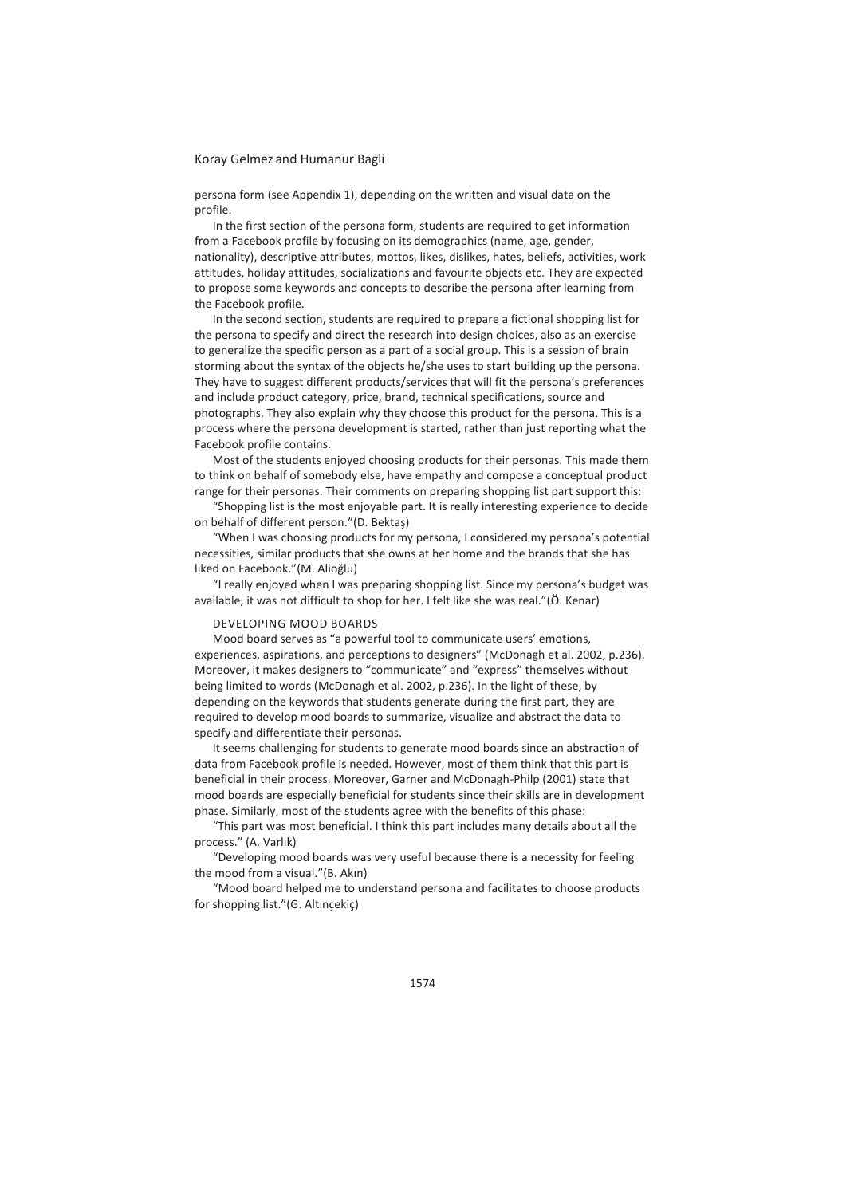persona form (see Appendix 1), depending on the written and visual data on the profile.

In the first section of the persona form, students are required to get information from a Facebook profile by focusing on its demographics (name, age, gender, nationality), descriptive attributes, mottos, likes, dislikes, hates, beliefs, activities, work attitudes, holiday attitudes, socializations and favourite objects etc. They are expected to propose some keywords and concepts to describe the persona after learning from the Facebook profile.

In the second section, students are required to prepare a fictional shopping list for the persona to specify and direct the research into design choices, also as an exercise to generalize the specific person as a part of a social group. This is a session of brain storming about the syntax of the objects he/she uses to start building up the persona. They have to suggest different products/services that will fit the persona's preferences and include product category, price, brand, technical specifications, source and photographs. They also explain why they choose this product for the persona. This is a process where the persona development is started, rather than just reporting what the Facebook profile contains.

Most of the students enjoyed choosing products for their personas. This made them to think on behalf of somebody else, have empathy and compose a conceptual product range for their personas. Their comments on preparing shopping list part support this:

"Shopping list is the most enjoyable part. It is really interesting experience to decide on behalf of different person."(D. Bektaş)

"When I was choosing products for my persona, I considered my persona's potential necessities, similar products that she owns at her home and the brands that she has liked on Facebook."(M. Alioğlu)

"I really enjoyed when I was preparing shopping list. Since my persona's budget was available, it was not difficult to shop for her. I felt like she was real."(Ö. Kenar)

## DEVELOPING MOOD BOARDS

Mood board serves as "a powerful tool to communicate users' emotions, experiences, aspirations, and perceptions to designers" (McDonagh et al. 2002, p.236). Moreover, it makes designers to "communicate" and "express" themselves without being limited to words (McDonagh et al. 2002, p.236). In the light of these, by depending on the keywords that students generate during the first part, they are required to develop mood boards to summarize, visualize and abstract the data to specify and differentiate their personas.

It seems challenging for students to generate mood boards since an abstraction of data from Facebook profile is needed. However, most of them think that this part is beneficial in their process. Moreover, Garner and McDonagh-Philp (2001) state that mood boards are especially beneficial for students since their skills are in development phase. Similarly, most of the students agree with the benefits of this phase:

"This part was most beneficial. I think this part includes many details about all the process." (A. Varlık)

"Developing mood boards was very useful because there is a necessity for feeling the mood from a visual."(B. Akın)

"Mood board helped me to understand persona and facilitates to choose products for shopping list."(G. Altınçekiç)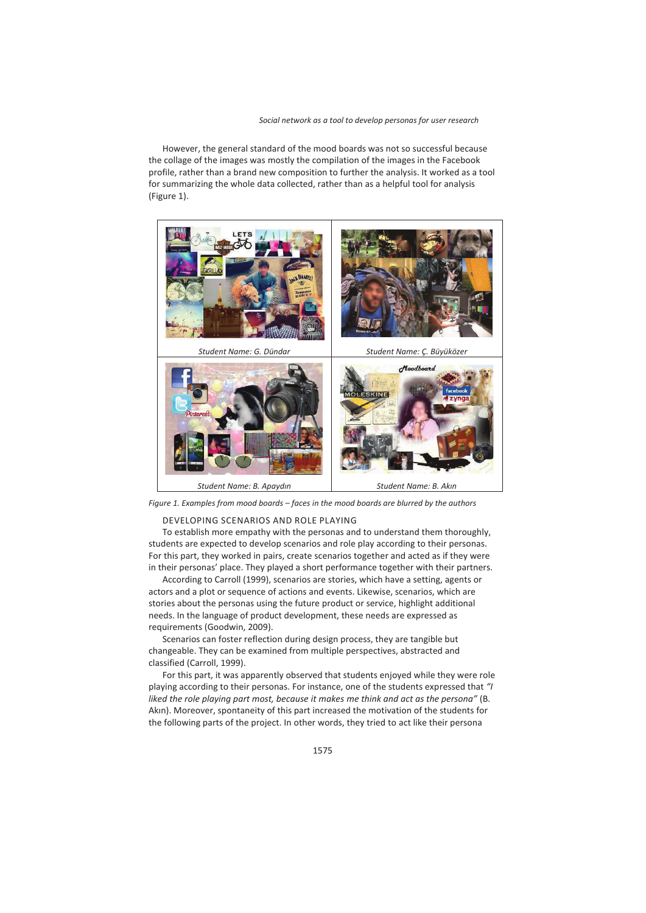However, the general standard of the mood boards was not so successful because the collage of the images was mostly the compilation of the images in the Facebook profile, rather than a brand new composition to further the analysis. It worked as a tool for summarizing the whole data collected, rather than as a helpful tool for analysis (Figure 1).

| *Student Name: G. Dündar* | *Student Name: Ç. Büyüközer* |
| --- | --- |
| *Student Name: B. Apaydın* | *Student Name: B. Akın* |

*Figure 1. Examples from mood boards – faces in the mood boards are blurred by the authors*

DEVELOPING SCENARIOS AND ROLE PLAYING

To establish more empathy with the personas and to understand them thoroughly, students are expected to develop scenarios and role play according to their personas. For this part, they worked in pairs, create scenarios together and acted as if they were in their personas' place. They played a short performance together with their partners.

According to Carroll (1999), scenarios are stories, which have a setting, agents or actors and a plot or sequence of actions and events. Likewise, scenarios, which are stories about the personas using the future product or service, highlight additional needs. In the language of product development, these needs are expressed as requirements (Goodwin, 2009).

Scenarios can foster reflection during design process, they are tangible but changeable. They can be examined from multiple perspectives, abstracted and classified (Carroll, 1999).

For this part, it was apparently observed that students enjoyed while they were role playing according to their personas. For instance, one of the students expressed that *"I liked the role playing part most, because it makes me think and act as the persona"* (B. Akın). Moreover, spontaneity of this part increased the motivation of the students for the following parts of the project. In other words, they tried to act like their persona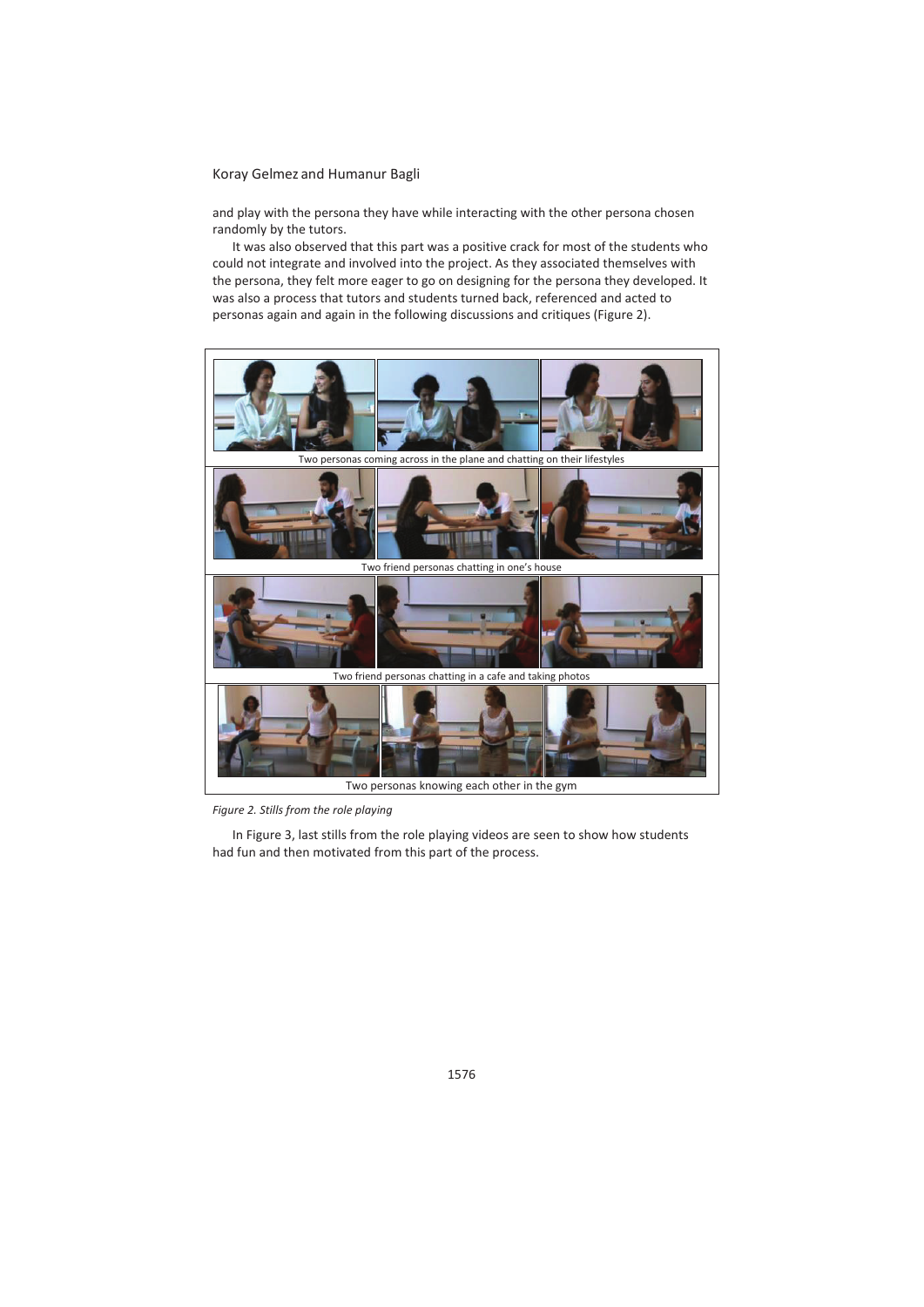and play with the persona they have while interacting with the other persona chosen randomly by the tutors.

It was also observed that this part was a positive crack for most of the students who could not integrate and involved into the project. As they associated themselves with the persona, they felt more eager to go on designing for the persona they developed. It was also a process that tutors and students turned back, referenced and acted to personas again and again in the following discussions and critiques (Figure 2).

Two personas coming across in the plane and chatting on their lifestyles

Two friend personas chatting in one's house

Two friend personas chatting in a cafe and taking photos

Two personas knowing each other in the gym

*Figure 2. Stills from the role playing*

In Figure 3, last stills from the role playing videos are seen to show how students had fun and then motivated from this part of the process.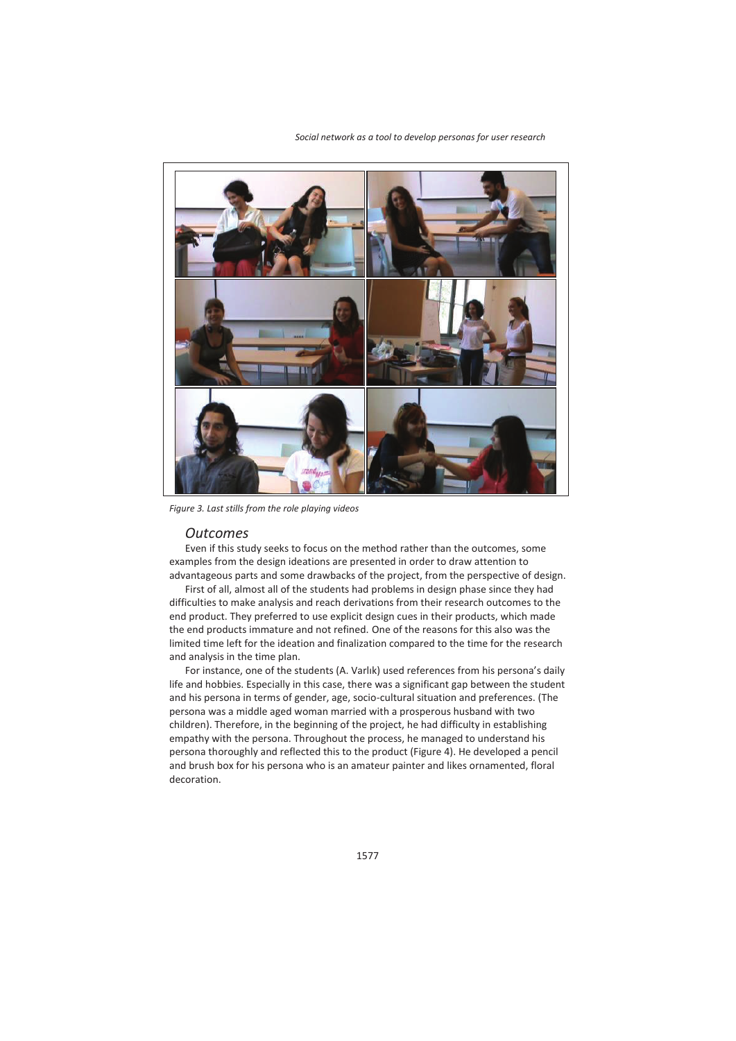Figure 3. Last stills from the role playing videos

## Outcomes

Even if this study seeks to focus on the method rather than the outcomes, some examples from the design ideations are presented in order to draw attention to advantageous parts and some drawbacks of the project, from the perspective of design.

First of all, almost all of the students had problems in design phase since they had difficulties to make analysis and reach derivations from their research outcomes to the end product. They preferred to use explicit design cues in their products, which made the end products immature and not refined. One of the reasons for this also was the limited time left for the ideation and finalization compared to the time for the research and analysis in the time plan.

For instance, one of the students (A. Varlık) used references from his persona's daily life and hobbies. Especially in this case, there was a significant gap between the student and his persona in terms of gender, age, socio-cultural situation and preferences. (The persona was a middle aged woman married with a prosperous husband with two children). Therefore, in the beginning of the project, he had difficulty in establishing empathy with the persona. Throughout the process, he managed to understand his persona thoroughly and reflected this to the product (Figure 4). He developed a pencil and brush box for his persona who is an amateur painter and likes ornamented, floral decoration.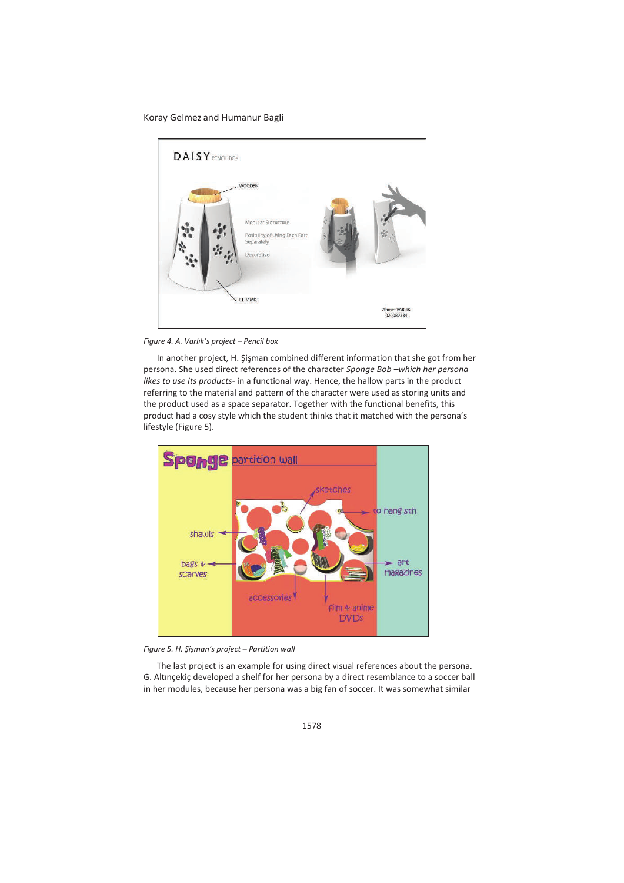Figure 4. A. Varlık's project – Pencil box

In another project, H. Şişman combined different information that she got from her persona. She used direct references of the character *Sponge Bob –which her persona likes to use its products-* in a functional way. Hence, the hallow parts in the product referring to the material and pattern of the character were used as storing units and the product used as a space separator. Together with the functional benefits, this product had a cosy style which the student thinks that it matched with the persona's lifestyle (Figure 5).

Figure 5. H. Şişman's project – Partition wall

The last project is an example for using direct visual references about the persona. G. Altınçekiç developed a shelf for her persona by a direct resemblance to a soccer ball in her modules, because her persona was a big fan of soccer. It was somewhat similar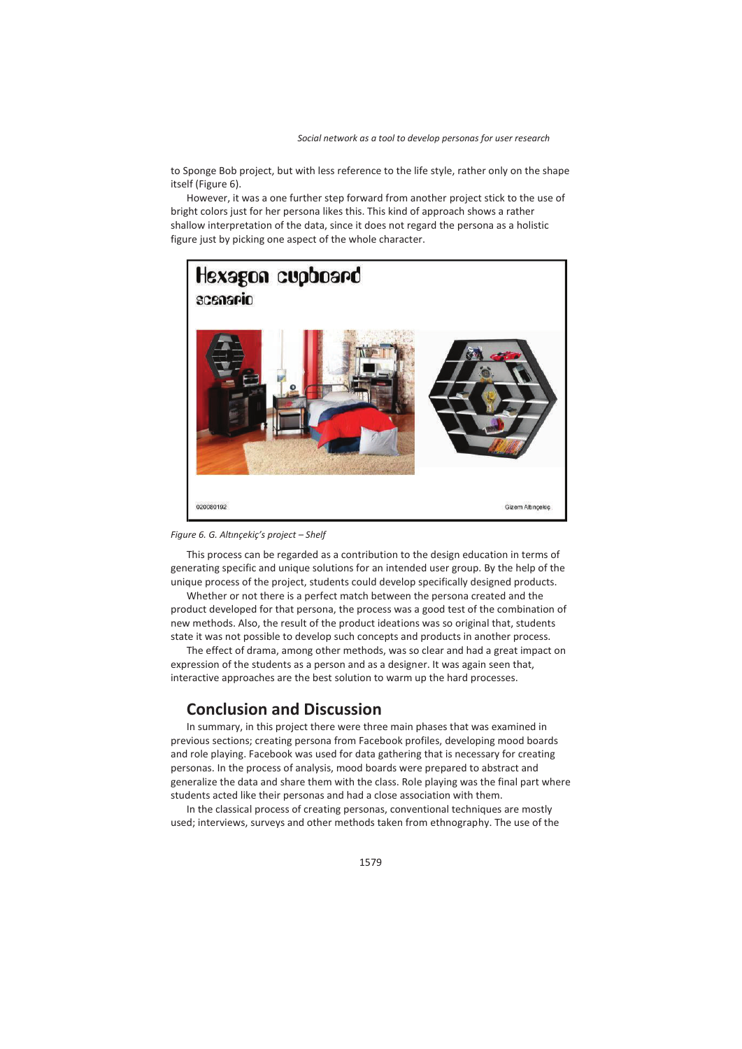to Sponge Bob project, but with less reference to the life style, rather only on the shape itself (Figure 6).

However, it was a one further step forward from another project stick to the use of bright colors just for her persona likes this. This kind of approach shows a rather shallow interpretation of the data, since it does not regard the persona as a holistic figure just by picking one aspect of the whole character.

*Figure 6. G. Altınçekiç's project – Shelf*

This process can be regarded as a contribution to the design education in terms of generating specific and unique solutions for an intended user group. By the help of the unique process of the project, students could develop specifically designed products.

Whether or not there is a perfect match between the persona created and the product developed for that persona, the process was a good test of the combination of new methods. Also, the result of the product ideations was so original that, students state it was not possible to develop such concepts and products in another process.

The effect of drama, among other methods, was so clear and had a great impact on expression of the students as a person and as a designer. It was again seen that, interactive approaches are the best solution to warm up the hard processes.

## Conclusion and Discussion

In summary, in this project there were three main phases that was examined in previous sections; creating persona from Facebook profiles, developing mood boards and role playing. Facebook was used for data gathering that is necessary for creating personas. In the process of analysis, mood boards were prepared to abstract and generalize the data and share them with the class. Role playing was the final part where students acted like their personas and had a close association with them.

In the classical process of creating personas, conventional techniques are mostly used; interviews, surveys and other methods taken from ethnography. The use of the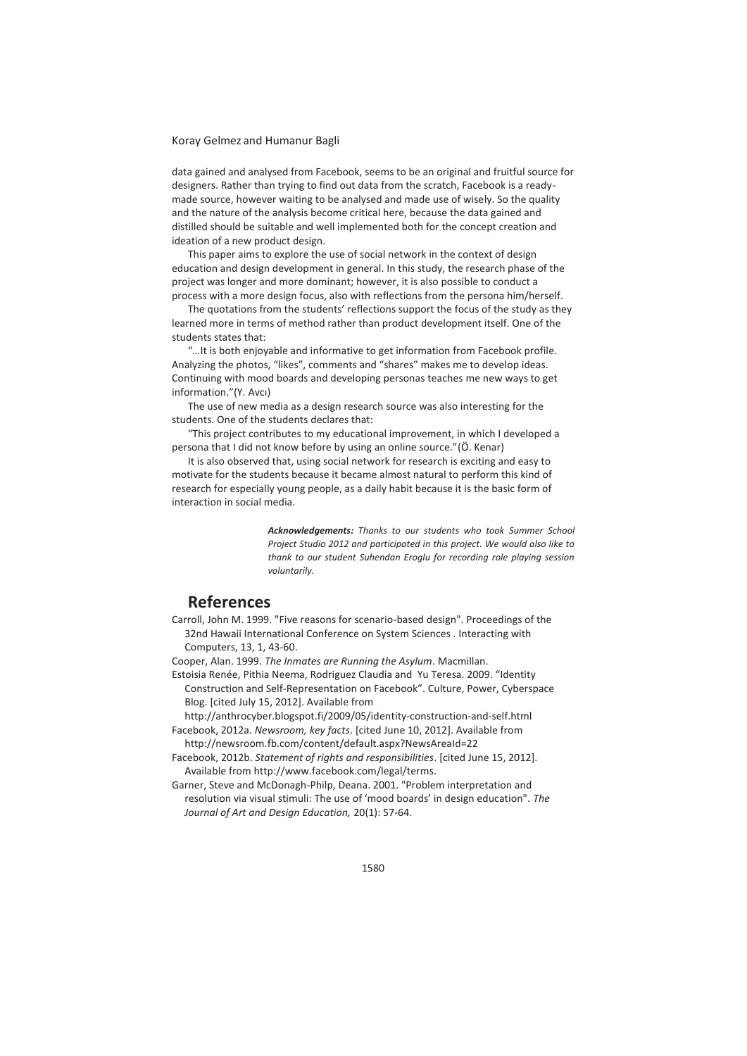data gained and analysed from Facebook, seems to be an original and fruitful source for designers. Rather than trying to find out data from the scratch, Facebook is a ready-made source, however waiting to be analysed and made use of wisely. So the quality and the nature of the analysis become critical here, because the data gained and distilled should be suitable and well implemented both for the concept creation and ideation of a new product design.

This paper aims to explore the use of social network in the context of design education and design development in general. In this study, the research phase of the project was longer and more dominant; however, it is also possible to conduct a process with a more design focus, also with reflections from the persona him/herself.

The quotations from the students' reflections support the focus of the study as they learned more in terms of method rather than product development itself. One of the students states that:

"…It is both enjoyable and informative to get information from Facebook profile. Analyzing the photos, "likes", comments and "shares" makes me to develop ideas. Continuing with mood boards and developing personas teaches me new ways to get information."(Y. Avcı)

The use of new media as a design research source was also interesting for the students. One of the students declares that:

"This project contributes to my educational improvement, in which I developed a persona that I did not know before by using an online source."(Ö. Kenar)

It is also observed that, using social network for research is exciting and easy to motivate for the students because it became almost natural to perform this kind of research for especially young people, as a daily habit because it is the basic form of interaction in social media.

***Acknowledgements:*** *Thanks to our students who took Summer School Project Studio 2012 and participated in this project. We would also like to thank to our student Suhendan Eroglu for recording role playing session voluntarily.*

## References

Carroll, John M. 1999. "Five reasons for scenario-based design". Proceedings of the 32nd Hawaii International Conference on System Sciences . Interacting with Computers, 13, 1, 43-60.

Cooper, Alan. 1999. *The Inmates are Running the Asylum*. Macmillan.

Estoisia Renée, Pithia Neema, Rodriguez Claudia and Yu Teresa. 2009. "Identity Construction and Self-Representation on Facebook". Culture, Power, Cyberspace Blog. [cited July 15, 2012]. Available from http://anthrocyber.blogspot.fi/2009/05/identity-construction-and-self.html

Facebook, 2012a. *Newsroom, key facts*. [cited June 10, 2012]. Available from http://newsroom.fb.com/content/default.aspx?NewsAreaId=22

Facebook, 2012b. *Statement of rights and responsibilities*. [cited June 15, 2012]. Available from http://www.facebook.com/legal/terms.

Garner, Steve and McDonagh-Philp, Deana. 2001. "Problem interpretation and resolution via visual stimuli: The use of 'mood boards' in design education". *The Journal of Art and Design Education,* 20(1): 57-64.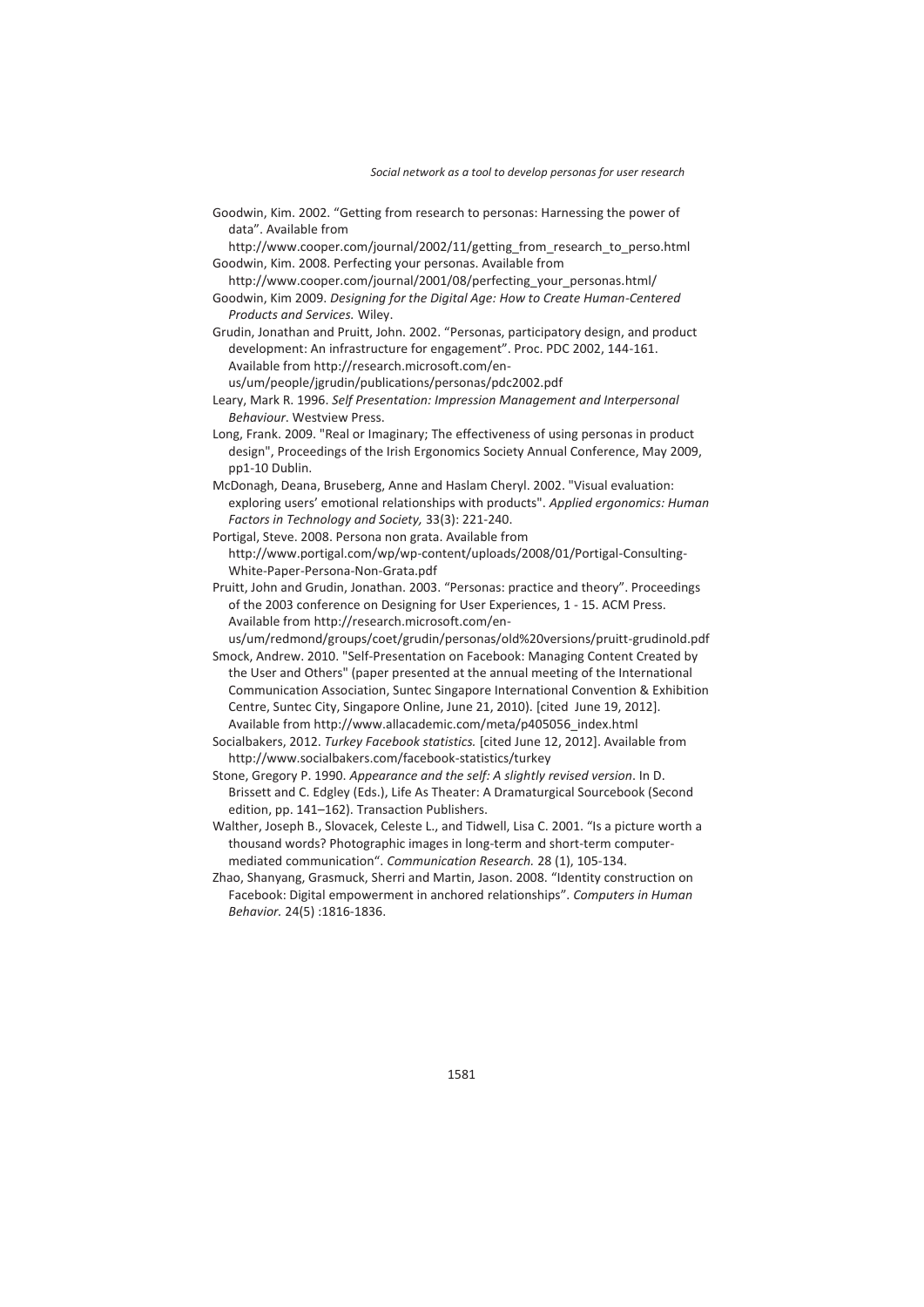Goodwin, Kim. 2002. “Getting from research to personas: Harnessing the power of data”. Available from http://www.cooper.com/journal/2002/11/getting_from_research_to_perso.html

Goodwin, Kim. 2008. Perfecting your personas. Available from http://www.cooper.com/journal/2001/08/perfecting_your_personas.html/

Goodwin, Kim 2009. *Designing for the Digital Age: How to Create Human-Centered Products and Services.* Wiley.

Grudin, Jonathan and Pruitt, John. 2002. “Personas, participatory design, and product development: An infrastructure for engagement”. Proc. PDC 2002, 144-161. Available from http://research.microsoft.com/en-us/um/people/jgrudin/publications/personas/pdc2002.pdf

Leary, Mark R. 1996. *Self Presentation: Impression Management and Interpersonal Behaviour.* Westview Press.

Long, Frank. 2009. "Real or Imaginary; The effectiveness of using personas in product design", Proceedings of the Irish Ergonomics Society Annual Conference, May 2009, pp1-10 Dublin.

McDonagh, Deana, Bruseberg, Anne and Haslam Cheryl. 2002. "Visual evaluation: exploring users' emotional relationships with products". *Applied ergonomics: Human Factors in Technology and Society,* 33(3): 221-240.

Portigal, Steve. 2008. Persona non grata. Available from http://www.portigal.com/wp/wp-content/uploads/2008/01/Portigal-Consulting-White-Paper-Persona-Non-Grata.pdf

Pruitt, John and Grudin, Jonathan. 2003. “Personas: practice and theory”. Proceedings of the 2003 conference on Designing for User Experiences, 1 - 15. ACM Press. Available from http://research.microsoft.com/en-us/um/redmond/groups/coet/grudin/personas/old%20versions/pruitt-grudinold.pdf

Smock, Andrew. 2010. "Self-Presentation on Facebook: Managing Content Created by the User and Others" (paper presented at the annual meeting of the International Communication Association, Suntec Singapore International Convention & Exhibition Centre, Suntec City, Singapore Online, June 21, 2010). [cited June 19, 2012]. Available from http://www.allacademic.com/meta/p405056_index.html

Socialbakers, 2012. *Turkey Facebook statistics.* [cited June 12, 2012]. Available from http://www.socialbakers.com/facebook-statistics/turkey

Stone, Gregory P. 1990. *Appearance and the self: A slightly revised version*. In D. Brissett and C. Edgley (Eds.), Life As Theater: A Dramaturgical Sourcebook (Second edition, pp. 141–162). Transaction Publishers.

Walther, Joseph B., Slovacek, Celeste L., and Tidwell, Lisa C. 2001. “Is a picture worth a thousand words? Photographic images in long-term and short-term computer-mediated communication“. *Communication Research.* 28 (1), 105-134.

Zhao, Shanyang, Grasmuck, Sherri and Martin, Jason. 2008. “Identity construction on Facebook: Digital empowerment in anchored relationships”. *Computers in Human Behavior.* 24(5) :1816-1836.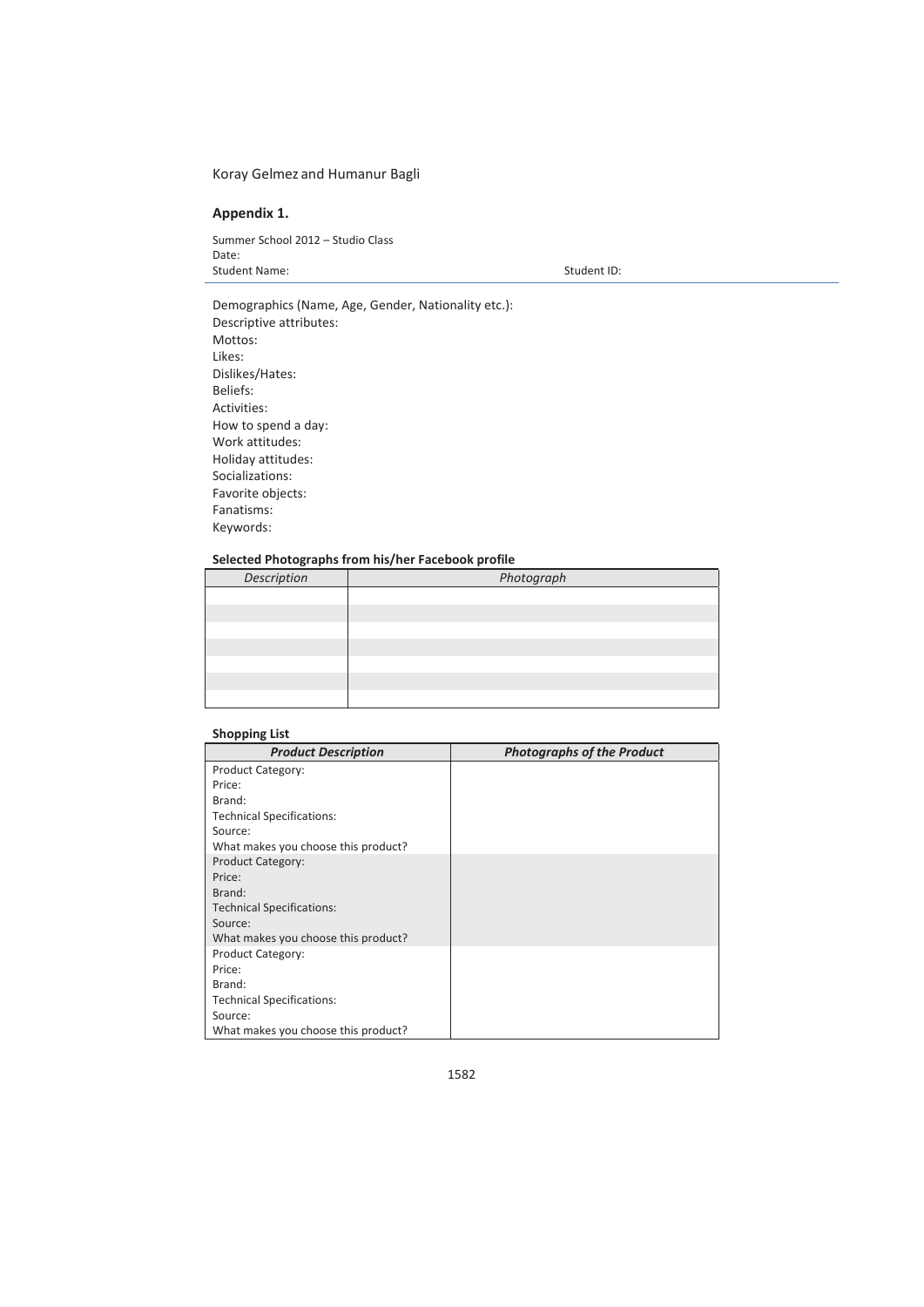## Appendix 1.

Summer School 2012 – Studio Class
Date:
Student Name: Student ID:

Demographics (Name, Age, Gender, Nationality etc.):
Descriptive attributes:
Mottos:
Likes:
Dislikes/Hates:
Beliefs:
Activities:
How to spend a day:
Work attitudes:
Holiday attitudes:
Socializations:
Favorite objects:
Fanatisms:
Keywords:

**Selected Photographs from his/her Facebook profile**

| *Description* | *Photograph* |
|---|---|
| | |
| | |
| | |
| | |
| | |
| | |
| | |

**Shopping List**

| ***Product Description*** | ***Photographs of the Product*** |
|---|---|
| Product Category:<br>Price:<br>Brand:<br>Technical Specifications:<br>Source:<br>What makes you choose this product? | |
| Product Category:<br>Price:<br>Brand:<br>Technical Specifications:<br>Source:<br>What makes you choose this product? | |
| Product Category:<br>Price:<br>Brand:<br>Technical Specifications:<br>Source:<br>What makes you choose this product? | |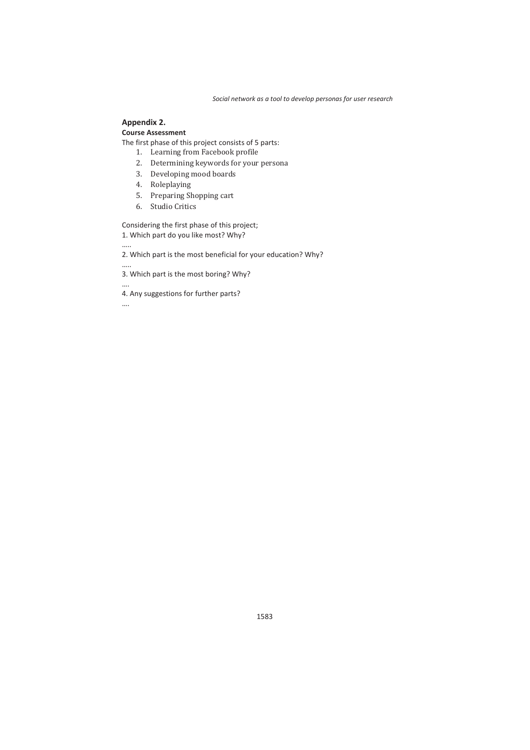## Appendix 2.

**Course Assessment**

The first phase of this project consists of 5 parts:

1. Learning from Facebook profile
2. Determining keywords for your persona
3. Developing mood boards
4. Roleplaying
5. Preparing Shopping cart
6. Studio Critics

Considering the first phase of this project;

1. Which part do you like most? Why?

.....

2. Which part is the most beneficial for your education? Why?

.....

3. Which part is the most boring? Why?

....

4. Any suggestions for further parts?

....